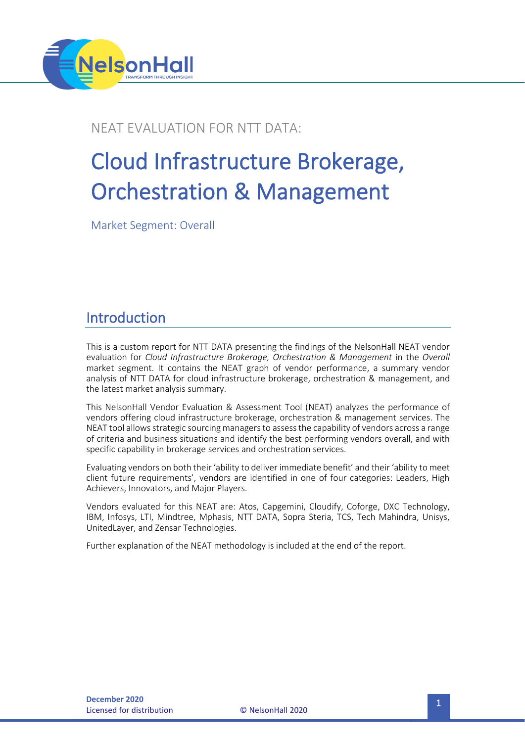NEAT EVALUATION FOR NTT DATA:

# Cloud Infrastructure Brokerage, Orchestration & Management

Market Segment: Overall

## Introduction

This is a custom report for NTT DATA presenting the findings of the NelsonHall NEAT vendor evaluation for *Cloud Infrastructure Brokerage, Orchestration & Management* in the *Overall* market segment. It contains the NEAT graph of vendor performance, a summary vendor analysis of NTT DATA for cloud infrastructure brokerage, orchestration & management, and the latest market analysis summary.

This NelsonHall Vendor Evaluation & Assessment Tool (NEAT) analyzes the performance of vendors offering cloud infrastructure brokerage, orchestration & management services. The NEAT tool allows strategic sourcing managers to assess the capability of vendors across a range of criteria and business situations and identify the best performing vendors overall, and with specific capability in brokerage services and orchestration services.

Evaluating vendors on both their 'ability to deliver immediate benefit' and their 'ability to meet client future requirements', vendors are identified in one of four categories: Leaders, High Achievers, Innovators, and Major Players.

Vendors evaluated for this NEAT are: Atos, Capgemini, Cloudify, Coforge, DXC Technology, IBM, Infosys, LTI, Mindtree, Mphasis, NTT DATA, Sopra Steria, TCS, Tech Mahindra, Unisys, UnitedLayer, and Zensar Technologies.

Further explanation of the NEAT methodology is included at the end of the report.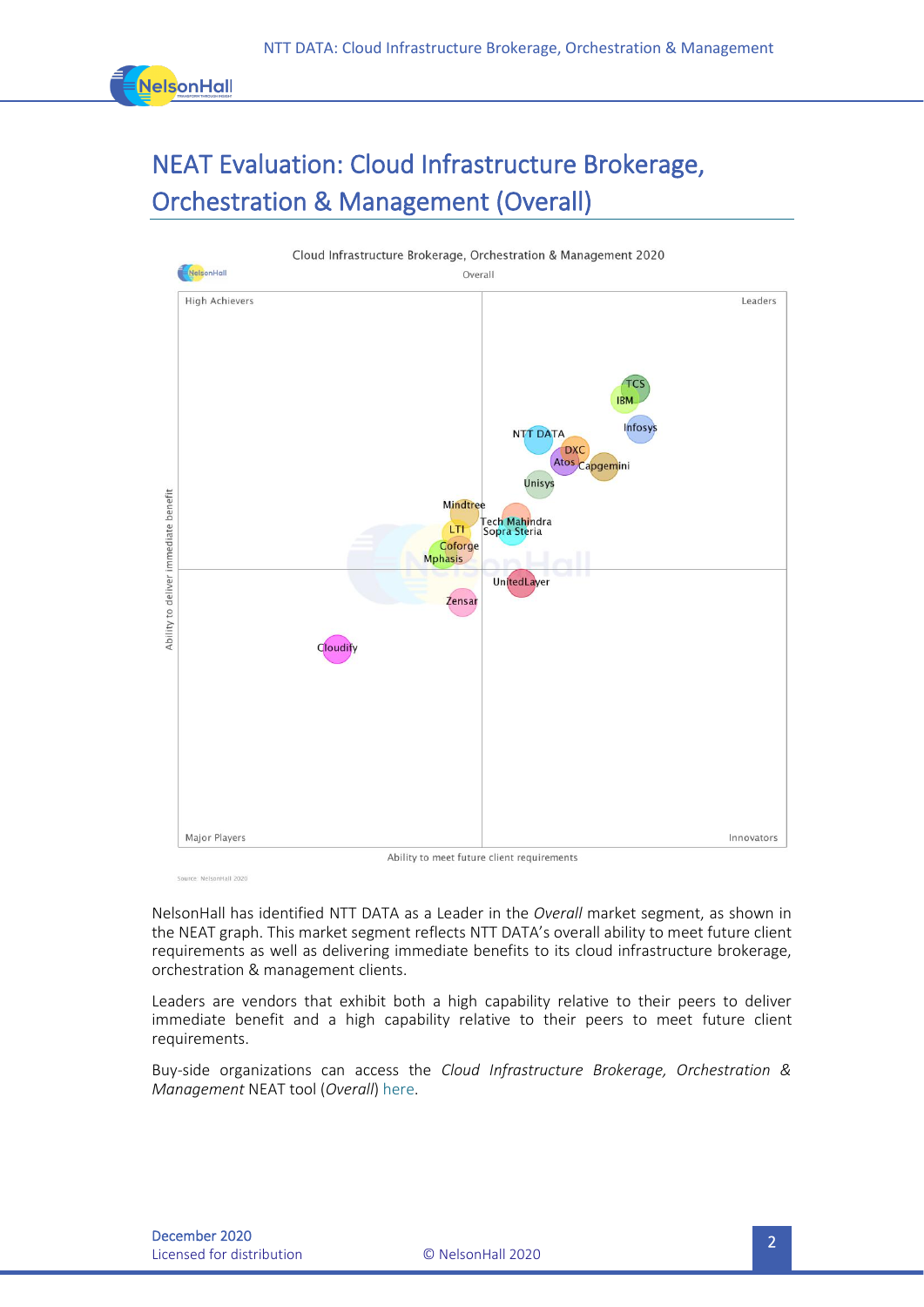# NEAT Evaluation: Cloud Infrastructure Brokerage, Orchestration & Management (Overall)

Cloud Infrastructure Brokerage, Orchestration & Management 2020

Overall

High Achievers | Leaders | Major Players | Innovators

Ability to deliver immediate benefit

Ability to meet future client requirements

TCS, IBM, Infosys, NTT DATA, DXC, Atos, Capgemini, Unisys, Mindtree, Tech Mahindra, Sopra Steria, LTI, Coforge, Mphasis, UnitedLayer, Zensar, Cloudify

Source: NelsonHall 2020

NelsonHall has identified NTT DATA as a Leader in the *Overall* market segment, as shown in the NEAT graph. This market segment reflects NTT DATA's overall ability to meet future client requirements as well as delivering immediate benefits to its cloud infrastructure brokerage, orchestration & management clients.

Leaders are vendors that exhibit both a high capability relative to their peers to deliver immediate benefit and a high capability relative to their peers to meet future client requirements.

Buy-side organizations can access the *Cloud Infrastructure Brokerage, Orchestration & Management* NEAT tool (*Overall*) here.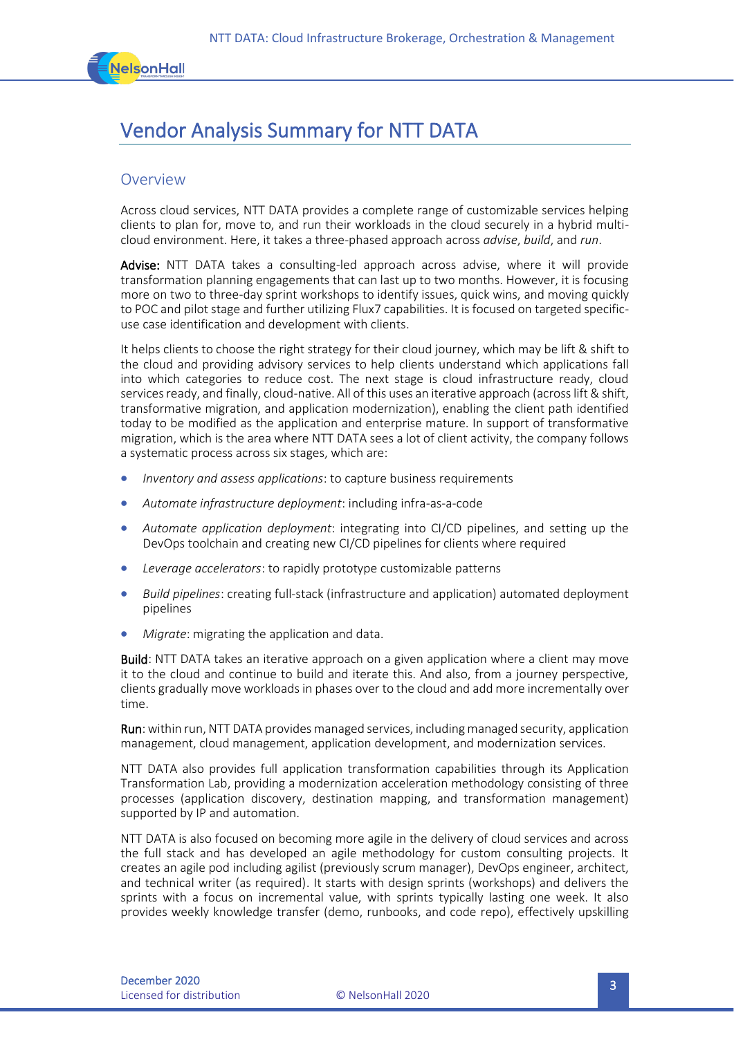# Vendor Analysis Summary for NTT DATA

## Overview

Across cloud services, NTT DATA provides a complete range of customizable services helping clients to plan for, move to, and run their workloads in the cloud securely in a hybrid multi-cloud environment. Here, it takes a three-phased approach across *advise*, *build*, and *run*.

**Advise:** NTT DATA takes a consulting-led approach across advise, where it will provide transformation planning engagements that can last up to two months. However, it is focusing more on two to three-day sprint workshops to identify issues, quick wins, and moving quickly to POC and pilot stage and further utilizing Flux7 capabilities. It is focused on targeted specific-use case identification and development with clients.

It helps clients to choose the right strategy for their cloud journey, which may be lift & shift to the cloud and providing advisory services to help clients understand which applications fall into which categories to reduce cost. The next stage is cloud infrastructure ready, cloud services ready, and finally, cloud-native. All of this uses an iterative approach (across lift & shift, transformative migration, and application modernization), enabling the client path identified today to be modified as the application and enterprise mature. In support of transformative migration, which is the area where NTT DATA sees a lot of client activity, the company follows a systematic process across six stages, which are:

- *Inventory and assess applications*: to capture business requirements
- *Automate infrastructure deployment*: including infra-as-a-code
- *Automate application deployment*: integrating into CI/CD pipelines, and setting up the DevOps toolchain and creating new CI/CD pipelines for clients where required
- *Leverage accelerators*: to rapidly prototype customizable patterns
- *Build pipelines*: creating full-stack (infrastructure and application) automated deployment pipelines
- *Migrate*: migrating the application and data.

**Build**: NTT DATA takes an iterative approach on a given application where a client may move it to the cloud and continue to build and iterate this. And also, from a journey perspective, clients gradually move workloads in phases over to the cloud and add more incrementally over time.

**Run**: within run, NTT DATA provides managed services, including managed security, application management, cloud management, application development, and modernization services.

NTT DATA also provides full application transformation capabilities through its Application Transformation Lab, providing a modernization acceleration methodology consisting of three processes (application discovery, destination mapping, and transformation management) supported by IP and automation.

NTT DATA is also focused on becoming more agile in the delivery of cloud services and across the full stack and has developed an agile methodology for custom consulting projects. It creates an agile pod including agilist (previously scrum manager), DevOps engineer, architect, and technical writer (as required). It starts with design sprints (workshops) and delivers the sprints with a focus on incremental value, with sprints typically lasting one week. It also provides weekly knowledge transfer (demo, runbooks, and code repo), effectively upskilling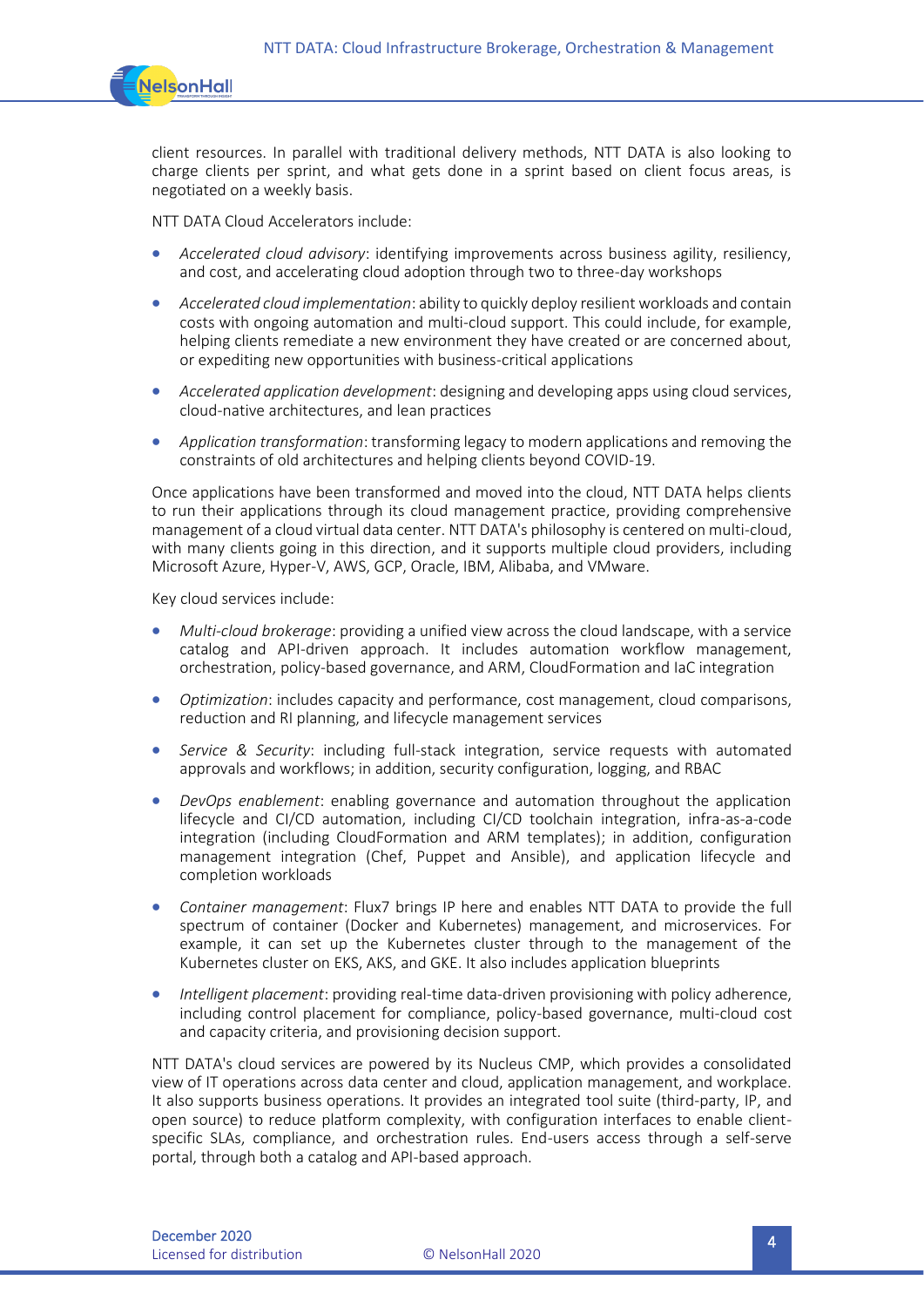client resources. In parallel with traditional delivery methods, NTT DATA is also looking to charge clients per sprint, and what gets done in a sprint based on client focus areas, is negotiated on a weekly basis.

NTT DATA Cloud Accelerators include:

- *Accelerated cloud advisory*: identifying improvements across business agility, resiliency, and cost, and accelerating cloud adoption through two to three-day workshops
- *Accelerated cloud implementation*: ability to quickly deploy resilient workloads and contain costs with ongoing automation and multi-cloud support. This could include, for example, helping clients remediate a new environment they have created or are concerned about, or expediting new opportunities with business-critical applications
- *Accelerated application development*: designing and developing apps using cloud services, cloud-native architectures, and lean practices
- *Application transformation*: transforming legacy to modern applications and removing the constraints of old architectures and helping clients beyond COVID-19.

Once applications have been transformed and moved into the cloud, NTT DATA helps clients to run their applications through its cloud management practice, providing comprehensive management of a cloud virtual data center. NTT DATA's philosophy is centered on multi-cloud, with many clients going in this direction, and it supports multiple cloud providers, including Microsoft Azure, Hyper-V, AWS, GCP, Oracle, IBM, Alibaba, and VMware.

Key cloud services include:

- *Multi-cloud brokerage*: providing a unified view across the cloud landscape, with a service catalog and API-driven approach. It includes automation workflow management, orchestration, policy-based governance, and ARM, CloudFormation and IaC integration
- *Optimization*: includes capacity and performance, cost management, cloud comparisons, reduction and RI planning, and lifecycle management services
- *Service & Security*: including full-stack integration, service requests with automated approvals and workflows; in addition, security configuration, logging, and RBAC
- *DevOps enablement*: enabling governance and automation throughout the application lifecycle and CI/CD automation, including CI/CD toolchain integration, infra-as-a-code integration (including CloudFormation and ARM templates); in addition, configuration management integration (Chef, Puppet and Ansible), and application lifecycle and completion workloads
- *Container management*: Flux7 brings IP here and enables NTT DATA to provide the full spectrum of container (Docker and Kubernetes) management, and microservices. For example, it can set up the Kubernetes cluster through to the management of the Kubernetes cluster on EKS, AKS, and GKE. It also includes application blueprints
- *Intelligent placement*: providing real-time data-driven provisioning with policy adherence, including control placement for compliance, policy-based governance, multi-cloud cost and capacity criteria, and provisioning decision support.

NTT DATA's cloud services are powered by its Nucleus CMP, which provides a consolidated view of IT operations across data center and cloud, application management, and workplace. It also supports business operations. It provides an integrated tool suite (third-party, IP, and open source) to reduce platform complexity, with configuration interfaces to enable client-specific SLAs, compliance, and orchestration rules. End-users access through a self-serve portal, through both a catalog and API-based approach.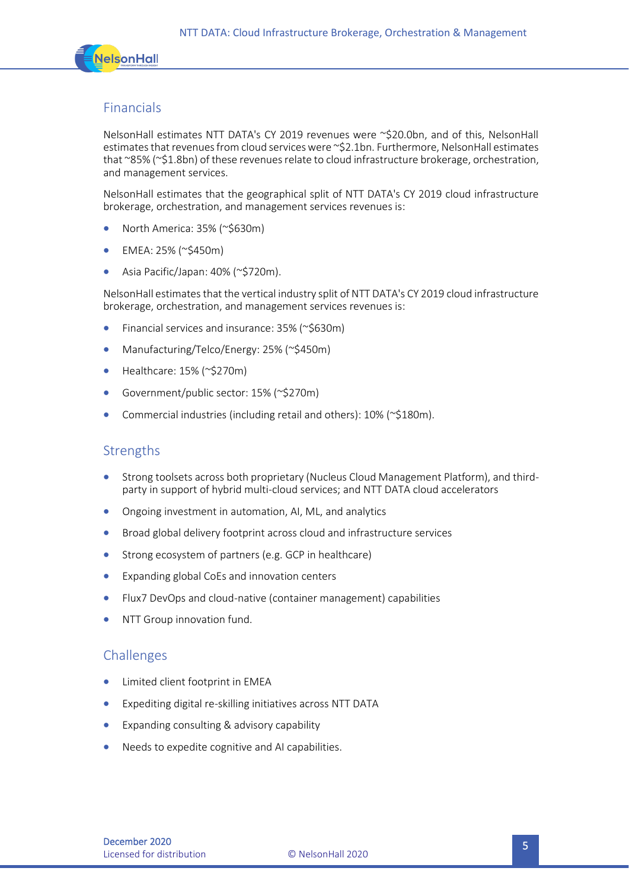## Financials

NelsonHall estimates NTT DATA's CY 2019 revenues were ~$20.0bn, and of this, NelsonHall estimates that revenues from cloud services were ~$2.1bn. Furthermore, NelsonHall estimates that ~85% (~$1.8bn) of these revenues relate to cloud infrastructure brokerage, orchestration, and management services.

NelsonHall estimates that the geographical split of NTT DATA's CY 2019 cloud infrastructure brokerage, orchestration, and management services revenues is:

- North America: 35% (~$630m)
- EMEA: 25% (~$450m)
- Asia Pacific/Japan: 40% (~$720m).

NelsonHall estimates that the vertical industry split of NTT DATA's CY 2019 cloud infrastructure brokerage, orchestration, and management services revenues is:

- Financial services and insurance: 35% (~$630m)
- Manufacturing/Telco/Energy: 25% (~$450m)
- Healthcare: 15% (~$270m)
- Government/public sector: 15% (~$270m)
- Commercial industries (including retail and others): 10% (~$180m).

## Strengths

- Strong toolsets across both proprietary (Nucleus Cloud Management Platform), and third-party in support of hybrid multi-cloud services; and NTT DATA cloud accelerators
- Ongoing investment in automation, AI, ML, and analytics
- Broad global delivery footprint across cloud and infrastructure services
- Strong ecosystem of partners (e.g. GCP in healthcare)
- Expanding global CoEs and innovation centers
- Flux7 DevOps and cloud-native (container management) capabilities
- NTT Group innovation fund.

## Challenges

- Limited client footprint in EMEA
- Expediting digital re-skilling initiatives across NTT DATA
- Expanding consulting & advisory capability
- Needs to expedite cognitive and AI capabilities.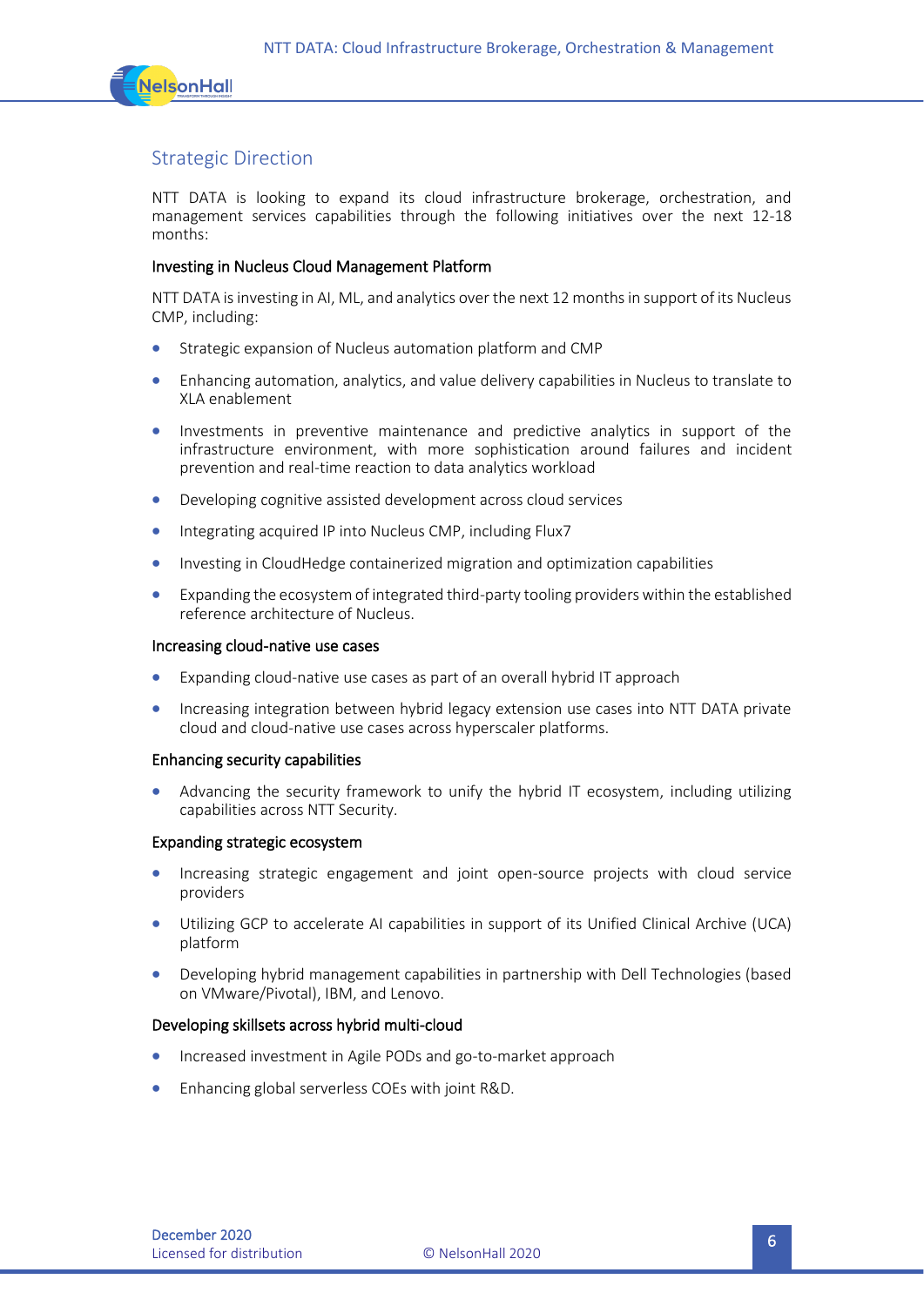## Strategic Direction

NTT DATA is looking to expand its cloud infrastructure brokerage, orchestration, and management services capabilities through the following initiatives over the next 12-18 months:

### Investing in Nucleus Cloud Management Platform

NTT DATA is investing in AI, ML, and analytics over the next 12 months in support of its Nucleus CMP, including:

- Strategic expansion of Nucleus automation platform and CMP
- Enhancing automation, analytics, and value delivery capabilities in Nucleus to translate to XLA enablement
- Investments in preventive maintenance and predictive analytics in support of the infrastructure environment, with more sophistication around failures and incident prevention and real-time reaction to data analytics workload
- Developing cognitive assisted development across cloud services
- Integrating acquired IP into Nucleus CMP, including Flux7
- Investing in CloudHedge containerized migration and optimization capabilities
- Expanding the ecosystem of integrated third-party tooling providers within the established reference architecture of Nucleus.

### Increasing cloud-native use cases

- Expanding cloud-native use cases as part of an overall hybrid IT approach
- Increasing integration between hybrid legacy extension use cases into NTT DATA private cloud and cloud-native use cases across hyperscaler platforms.

### Enhancing security capabilities

- Advancing the security framework to unify the hybrid IT ecosystem, including utilizing capabilities across NTT Security.

### Expanding strategic ecosystem

- Increasing strategic engagement and joint open-source projects with cloud service providers
- Utilizing GCP to accelerate AI capabilities in support of its Unified Clinical Archive (UCA) platform
- Developing hybrid management capabilities in partnership with Dell Technologies (based on VMware/Pivotal), IBM, and Lenovo.

### Developing skillsets across hybrid multi-cloud

- Increased investment in Agile PODs and go-to-market approach
- Enhancing global serverless COEs with joint R&D.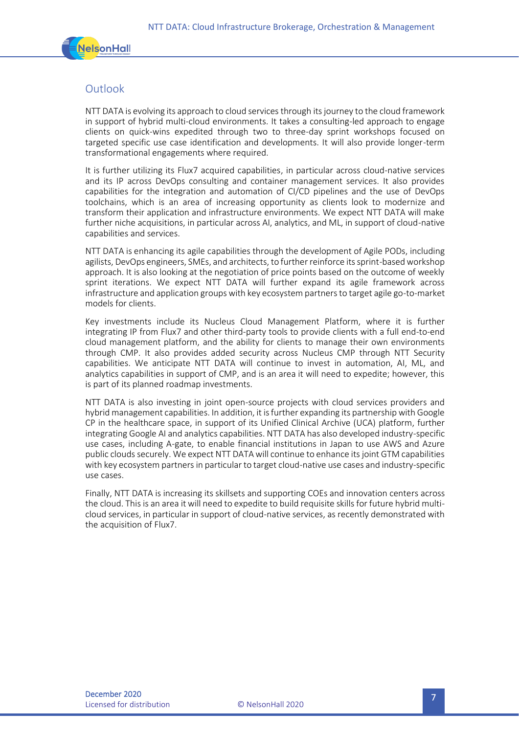## Outlook

NTT DATA is evolving its approach to cloud services through its journey to the cloud framework in support of hybrid multi-cloud environments. It takes a consulting-led approach to engage clients on quick-wins expedited through two to three-day sprint workshops focused on targeted specific use case identification and developments. It will also provide longer-term transformational engagements where required.

It is further utilizing its Flux7 acquired capabilities, in particular across cloud-native services and its IP across DevOps consulting and container management services. It also provides capabilities for the integration and automation of CI/CD pipelines and the use of DevOps toolchains, which is an area of increasing opportunity as clients look to modernize and transform their application and infrastructure environments. We expect NTT DATA will make further niche acquisitions, in particular across AI, analytics, and ML, in support of cloud-native capabilities and services.

NTT DATA is enhancing its agile capabilities through the development of Agile PODs, including agilists, DevOps engineers, SMEs, and architects, to further reinforce its sprint-based workshop approach. It is also looking at the negotiation of price points based on the outcome of weekly sprint iterations. We expect NTT DATA will further expand its agile framework across infrastructure and application groups with key ecosystem partners to target agile go-to-market models for clients.

Key investments include its Nucleus Cloud Management Platform, where it is further integrating IP from Flux7 and other third-party tools to provide clients with a full end-to-end cloud management platform, and the ability for clients to manage their own environments through CMP. It also provides added security across Nucleus CMP through NTT Security capabilities. We anticipate NTT DATA will continue to invest in automation, AI, ML, and analytics capabilities in support of CMP, and is an area it will need to expedite; however, this is part of its planned roadmap investments.

NTT DATA is also investing in joint open-source projects with cloud services providers and hybrid management capabilities. In addition, it is further expanding its partnership with Google CP in the healthcare space, in support of its Unified Clinical Archive (UCA) platform, further integrating Google AI and analytics capabilities. NTT DATA has also developed industry-specific use cases, including A-gate, to enable financial institutions in Japan to use AWS and Azure public clouds securely. We expect NTT DATA will continue to enhance its joint GTM capabilities with key ecosystem partners in particular to target cloud-native use cases and industry-specific use cases.

Finally, NTT DATA is increasing its skillsets and supporting COEs and innovation centers across the cloud. This is an area it will need to expedite to build requisite skills for future hybrid multi-cloud services, in particular in support of cloud-native services, as recently demonstrated with the acquisition of Flux7.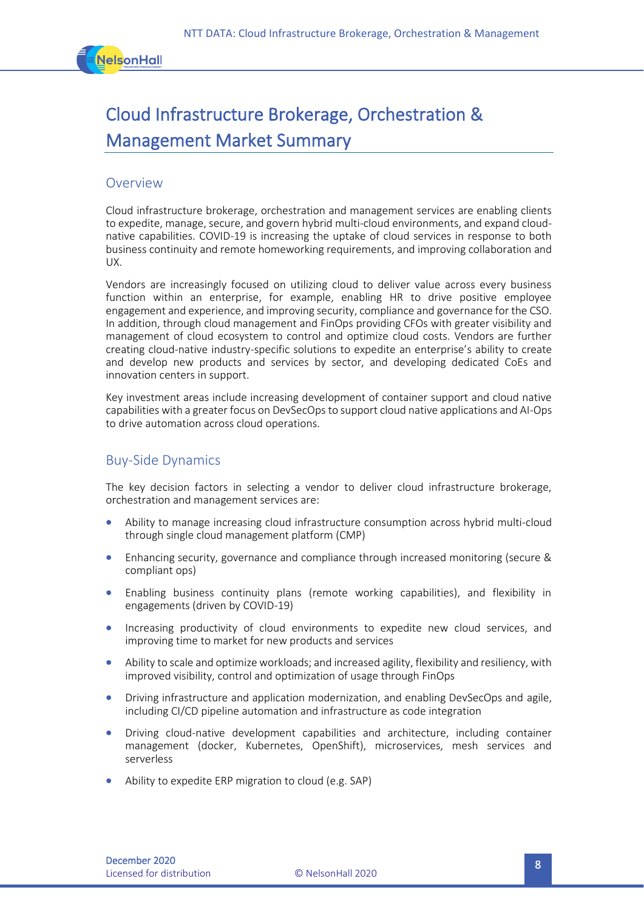# Cloud Infrastructure Brokerage, Orchestration & Management Market Summary

## Overview

Cloud infrastructure brokerage, orchestration and management services are enabling clients to expedite, manage, secure, and govern hybrid multi-cloud environments, and expand cloud-native capabilities. COVID-19 is increasing the uptake of cloud services in response to both business continuity and remote homeworking requirements, and improving collaboration and UX.

Vendors are increasingly focused on utilizing cloud to deliver value across every business function within an enterprise, for example, enabling HR to drive positive employee engagement and experience, and improving security, compliance and governance for the CSO. In addition, through cloud management and FinOps providing CFOs with greater visibility and management of cloud ecosystem to control and optimize cloud costs. Vendors are further creating cloud-native industry-specific solutions to expedite an enterprise's ability to create and develop new products and services by sector, and developing dedicated CoEs and innovation centers in support.

Key investment areas include increasing development of container support and cloud native capabilities with a greater focus on DevSecOps to support cloud native applications and AI-Ops to drive automation across cloud operations.

## Buy-Side Dynamics

The key decision factors in selecting a vendor to deliver cloud infrastructure brokerage, orchestration and management services are:

- Ability to manage increasing cloud infrastructure consumption across hybrid multi-cloud through single cloud management platform (CMP)
- Enhancing security, governance and compliance through increased monitoring (secure & compliant ops)
- Enabling business continuity plans (remote working capabilities), and flexibility in engagements (driven by COVID-19)
- Increasing productivity of cloud environments to expedite new cloud services, and improving time to market for new products and services
- Ability to scale and optimize workloads; and increased agility, flexibility and resiliency, with improved visibility, control and optimization of usage through FinOps
- Driving infrastructure and application modernization, and enabling DevSecOps and agile, including CI/CD pipeline automation and infrastructure as code integration
- Driving cloud-native development capabilities and architecture, including container management (docker, Kubernetes, OpenShift), microservices, mesh services and serverless
- Ability to expedite ERP migration to cloud (e.g. SAP)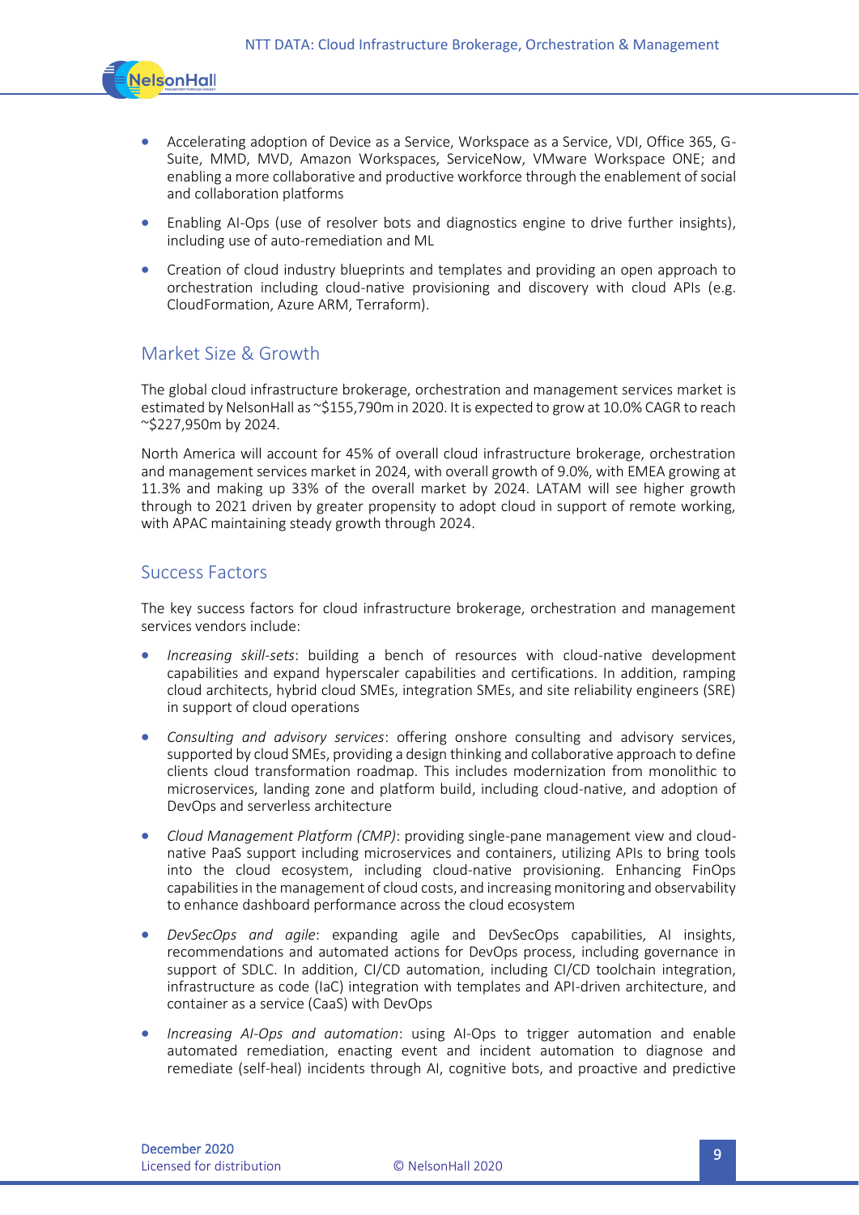- Accelerating adoption of Device as a Service, Workspace as a Service, VDI, Office 365, G-Suite, MMD, MVD, Amazon Workspaces, ServiceNow, VMware Workspace ONE; and enabling a more collaborative and productive workforce through the enablement of social and collaboration platforms
- Enabling AI-Ops (use of resolver bots and diagnostics engine to drive further insights), including use of auto-remediation and ML
- Creation of cloud industry blueprints and templates and providing an open approach to orchestration including cloud-native provisioning and discovery with cloud APIs (e.g. CloudFormation, Azure ARM, Terraform).

## Market Size & Growth

The global cloud infrastructure brokerage, orchestration and management services market is estimated by NelsonHall as ~$155,790m in 2020. It is expected to grow at 10.0% CAGR to reach ~$227,950m by 2024.

North America will account for 45% of overall cloud infrastructure brokerage, orchestration and management services market in 2024, with overall growth of 9.0%, with EMEA growing at 11.3% and making up 33% of the overall market by 2024. LATAM will see higher growth through to 2021 driven by greater propensity to adopt cloud in support of remote working, with APAC maintaining steady growth through 2024.

## Success Factors

The key success factors for cloud infrastructure brokerage, orchestration and management services vendors include:

- *Increasing skill-sets*: building a bench of resources with cloud-native development capabilities and expand hyperscaler capabilities and certifications. In addition, ramping cloud architects, hybrid cloud SMEs, integration SMEs, and site reliability engineers (SRE) in support of cloud operations
- *Consulting and advisory services*: offering onshore consulting and advisory services, supported by cloud SMEs, providing a design thinking and collaborative approach to define clients cloud transformation roadmap. This includes modernization from monolithic to microservices, landing zone and platform build, including cloud-native, and adoption of DevOps and serverless architecture
- *Cloud Management Platform (CMP)*: providing single-pane management view and cloud-native PaaS support including microservices and containers, utilizing APIs to bring tools into the cloud ecosystem, including cloud-native provisioning. Enhancing FinOps capabilities in the management of cloud costs, and increasing monitoring and observability to enhance dashboard performance across the cloud ecosystem
- *DevSecOps and agile*: expanding agile and DevSecOps capabilities, AI insights, recommendations and automated actions for DevOps process, including governance in support of SDLC. In addition, CI/CD automation, including CI/CD toolchain integration, infrastructure as code (IaC) integration with templates and API-driven architecture, and container as a service (CaaS) with DevOps
- *Increasing AI-Ops and automation*: using AI-Ops to trigger automation and enable automated remediation, enacting event and incident automation to diagnose and remediate (self-heal) incidents through AI, cognitive bots, and proactive and predictive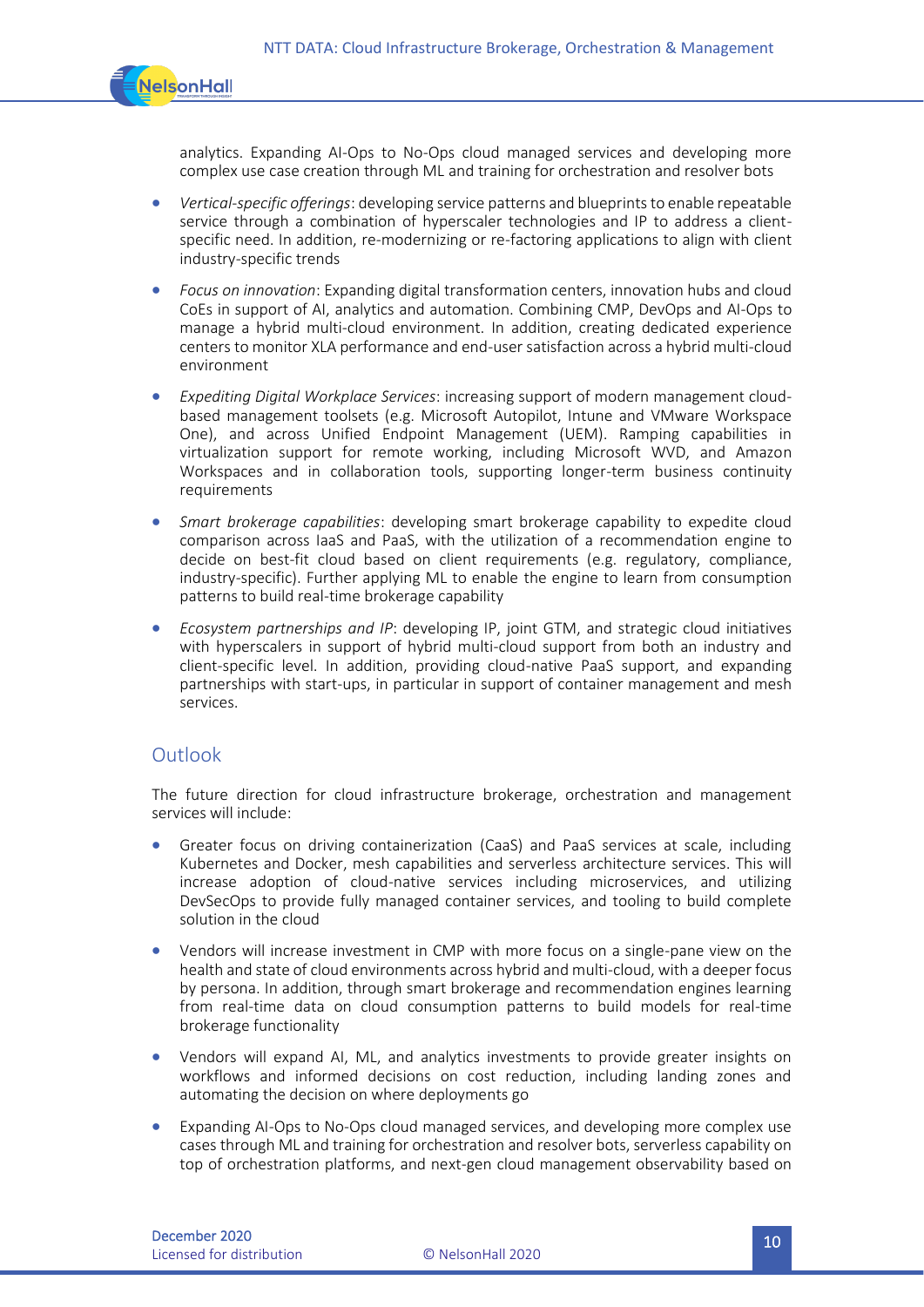analytics. Expanding AI-Ops to No-Ops cloud managed services and developing more complex use case creation through ML and training for orchestration and resolver bots

- *Vertical-specific offerings*: developing service patterns and blueprints to enable repeatable service through a combination of hyperscaler technologies and IP to address a client-specific need. In addition, re-modernizing or re-factoring applications to align with client industry-specific trends
- *Focus on innovation*: Expanding digital transformation centers, innovation hubs and cloud CoEs in support of AI, analytics and automation. Combining CMP, DevOps and AI-Ops to manage a hybrid multi-cloud environment. In addition, creating dedicated experience centers to monitor XLA performance and end-user satisfaction across a hybrid multi-cloud environment
- *Expediting Digital Workplace Services*: increasing support of modern management cloud-based management toolsets (e.g. Microsoft Autopilot, Intune and VMware Workspace One), and across Unified Endpoint Management (UEM). Ramping capabilities in virtualization support for remote working, including Microsoft WVD, and Amazon Workspaces and in collaboration tools, supporting longer-term business continuity requirements
- *Smart brokerage capabilities*: developing smart brokerage capability to expedite cloud comparison across IaaS and PaaS, with the utilization of a recommendation engine to decide on best-fit cloud based on client requirements (e.g. regulatory, compliance, industry-specific). Further applying ML to enable the engine to learn from consumption patterns to build real-time brokerage capability
- *Ecosystem partnerships and IP*: developing IP, joint GTM, and strategic cloud initiatives with hyperscalers in support of hybrid multi-cloud support from both an industry and client-specific level. In addition, providing cloud-native PaaS support, and expanding partnerships with start-ups, in particular in support of container management and mesh services.

## Outlook

The future direction for cloud infrastructure brokerage, orchestration and management services will include:

- Greater focus on driving containerization (CaaS) and PaaS services at scale, including Kubernetes and Docker, mesh capabilities and serverless architecture services. This will increase adoption of cloud-native services including microservices, and utilizing DevSecOps to provide fully managed container services, and tooling to build complete solution in the cloud
- Vendors will increase investment in CMP with more focus on a single-pane view on the health and state of cloud environments across hybrid and multi-cloud, with a deeper focus by persona. In addition, through smart brokerage and recommendation engines learning from real-time data on cloud consumption patterns to build models for real-time brokerage functionality
- Vendors will expand AI, ML, and analytics investments to provide greater insights on workflows and informed decisions on cost reduction, including landing zones and automating the decision on where deployments go
- Expanding AI-Ops to No-Ops cloud managed services, and developing more complex use cases through ML and training for orchestration and resolver bots, serverless capability on top of orchestration platforms, and next-gen cloud management observability based on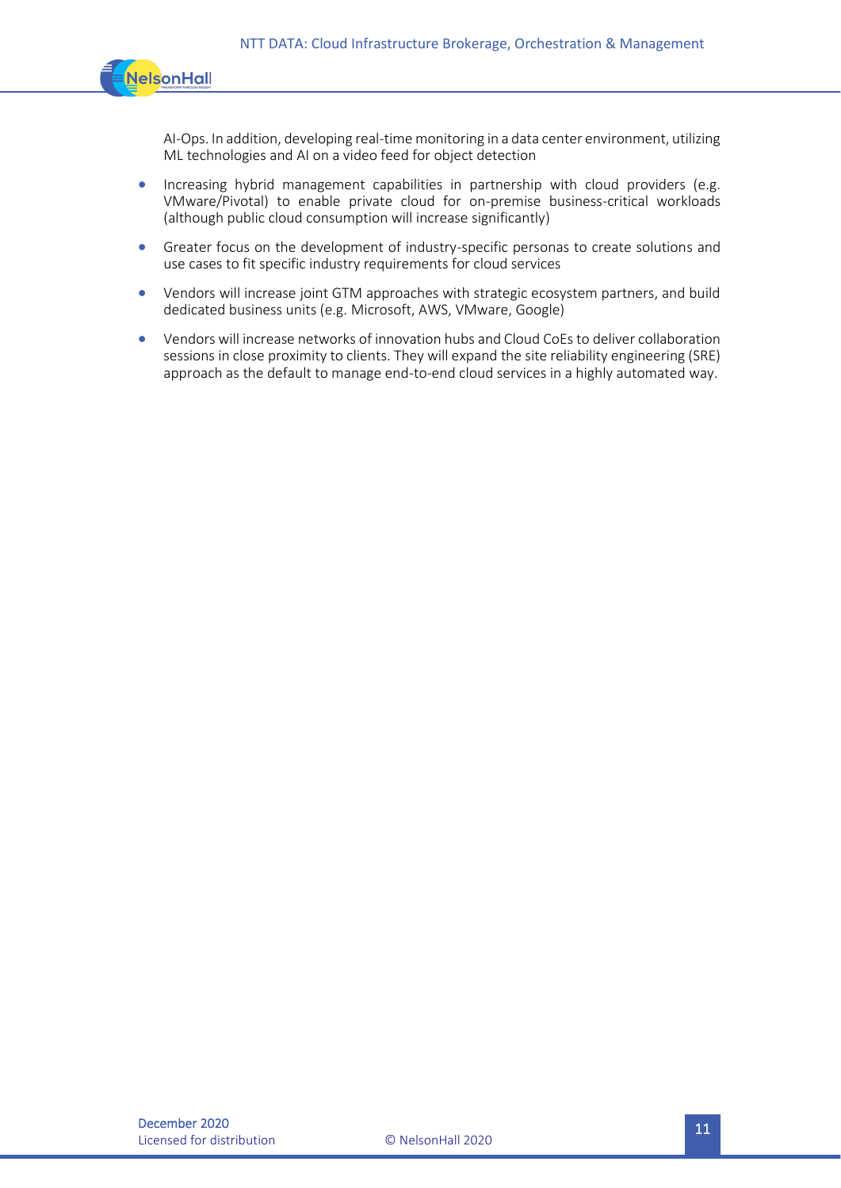AI-Ops. In addition, developing real-time monitoring in a data center environment, utilizing ML technologies and AI on a video feed for object detection

- Increasing hybrid management capabilities in partnership with cloud providers (e.g. VMware/Pivotal) to enable private cloud for on-premise business-critical workloads (although public cloud consumption will increase significantly)
- Greater focus on the development of industry-specific personas to create solutions and use cases to fit specific industry requirements for cloud services
- Vendors will increase joint GTM approaches with strategic ecosystem partners, and build dedicated business units (e.g. Microsoft, AWS, VMware, Google)
- Vendors will increase networks of innovation hubs and Cloud CoEs to deliver collaboration sessions in close proximity to clients. They will expand the site reliability engineering (SRE) approach as the default to manage end-to-end cloud services in a highly automated way.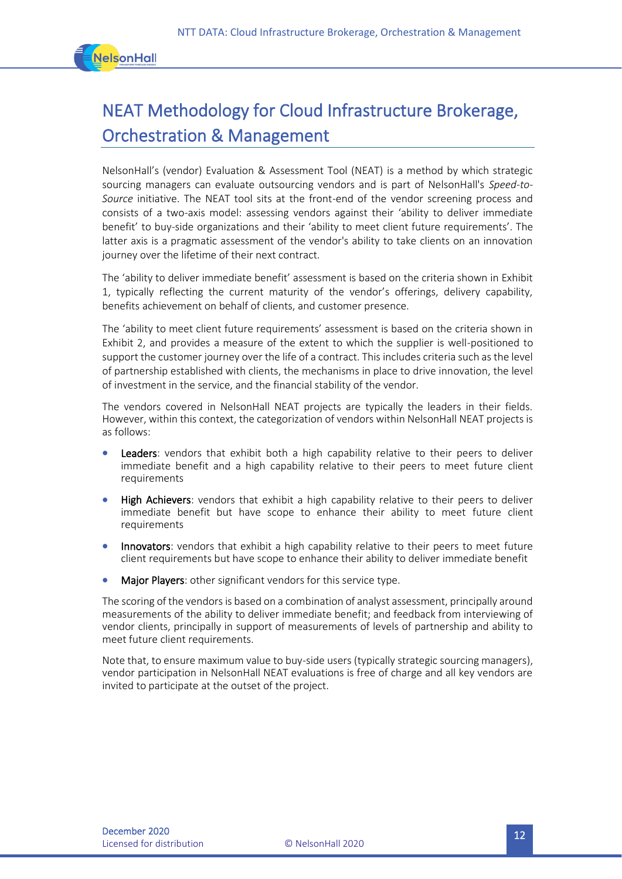# NEAT Methodology for Cloud Infrastructure Brokerage, Orchestration & Management

NelsonHall's (vendor) Evaluation & Assessment Tool (NEAT) is a method by which strategic sourcing managers can evaluate outsourcing vendors and is part of NelsonHall's *Speed-to-Source* initiative. The NEAT tool sits at the front-end of the vendor screening process and consists of a two-axis model: assessing vendors against their 'ability to deliver immediate benefit' to buy-side organizations and their 'ability to meet client future requirements'. The latter axis is a pragmatic assessment of the vendor's ability to take clients on an innovation journey over the lifetime of their next contract.

The 'ability to deliver immediate benefit' assessment is based on the criteria shown in Exhibit 1, typically reflecting the current maturity of the vendor's offerings, delivery capability, benefits achievement on behalf of clients, and customer presence.

The 'ability to meet client future requirements' assessment is based on the criteria shown in Exhibit 2, and provides a measure of the extent to which the supplier is well-positioned to support the customer journey over the life of a contract. This includes criteria such as the level of partnership established with clients, the mechanisms in place to drive innovation, the level of investment in the service, and the financial stability of the vendor.

The vendors covered in NelsonHall NEAT projects are typically the leaders in their fields. However, within this context, the categorization of vendors within NelsonHall NEAT projects is as follows:

- **Leaders**: vendors that exhibit both a high capability relative to their peers to deliver immediate benefit and a high capability relative to their peers to meet future client requirements
- **High Achievers**: vendors that exhibit a high capability relative to their peers to deliver immediate benefit but have scope to enhance their ability to meet future client requirements
- **Innovators**: vendors that exhibit a high capability relative to their peers to meet future client requirements but have scope to enhance their ability to deliver immediate benefit
- **Major Players**: other significant vendors for this service type.

The scoring of the vendors is based on a combination of analyst assessment, principally around measurements of the ability to deliver immediate benefit; and feedback from interviewing of vendor clients, principally in support of measurements of levels of partnership and ability to meet future client requirements.

Note that, to ensure maximum value to buy-side users (typically strategic sourcing managers), vendor participation in NelsonHall NEAT evaluations is free of charge and all key vendors are invited to participate at the outset of the project.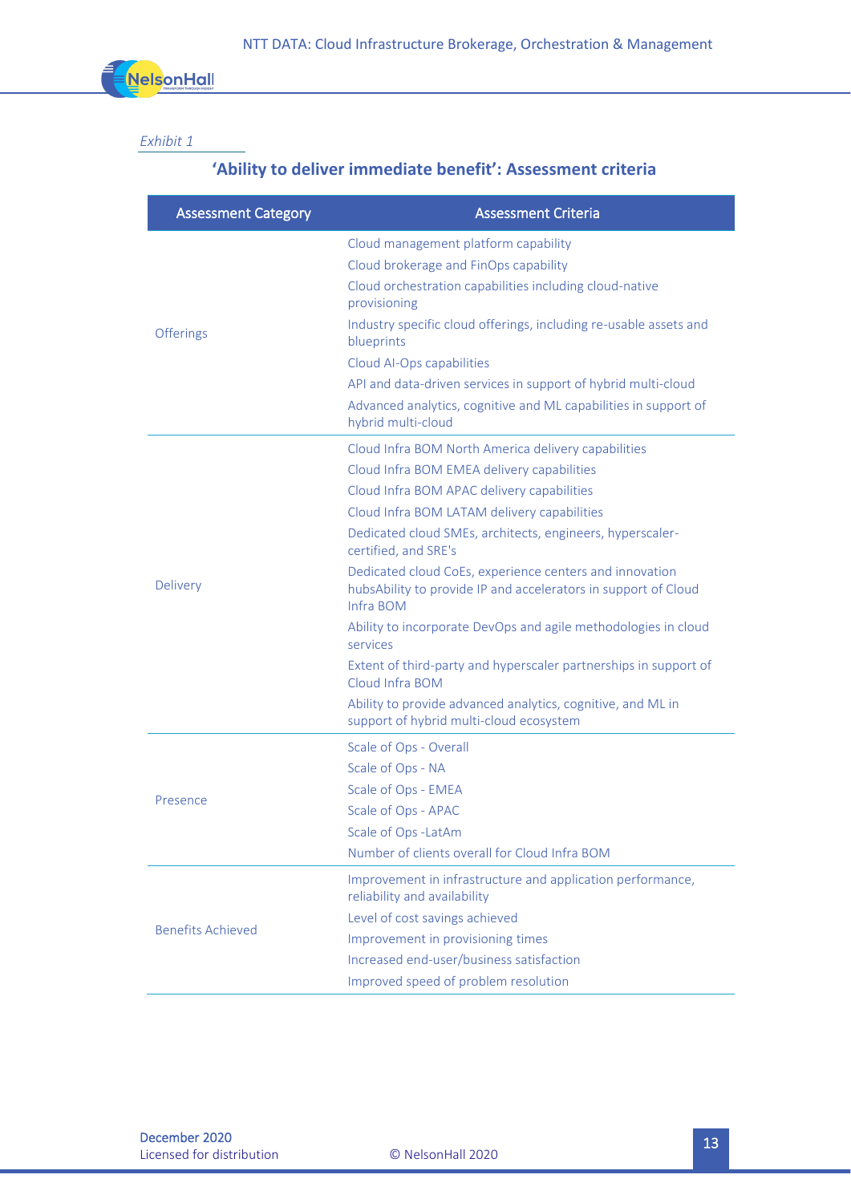*Exhibit 1*

## 'Ability to deliver immediate benefit': Assessment criteria

| Assessment Category | Assessment Criteria |
|---|---|
| Offerings | Cloud management platform capability |
| | Cloud brokerage and FinOps capability |
| | Cloud orchestration capabilities including cloud-native provisioning |
| | Industry specific cloud offerings, including re-usable assets and blueprints |
| | Cloud AI-Ops capabilities |
| | API and data-driven services in support of hybrid multi-cloud |
| | Advanced analytics, cognitive and ML capabilities in support of hybrid multi-cloud |
| Delivery | Cloud Infra BOM North America delivery capabilities |
| | Cloud Infra BOM EMEA delivery capabilities |
| | Cloud Infra BOM APAC delivery capabilities |
| | Cloud Infra BOM LATAM delivery capabilities |
| | Dedicated cloud SMEs, architects, engineers, hyperscaler-certified, and SRE's |
| | Dedicated cloud CoEs, experience centers and innovation hubsAbility to provide IP and accelerators in support of Cloud Infra BOM |
| | Ability to incorporate DevOps and agile methodologies in cloud services |
| | Extent of third-party and hyperscaler partnerships in support of Cloud Infra BOM |
| | Ability to provide advanced analytics, cognitive, and ML in support of hybrid multi-cloud ecosystem |
| Presence | Scale of Ops - Overall |
| | Scale of Ops - NA |
| | Scale of Ops - EMEA |
| | Scale of Ops - APAC |
| | Scale of Ops -LatAm |
| | Number of clients overall for Cloud Infra BOM |
| Benefits Achieved | Improvement in infrastructure and application performance, reliability and availability |
| | Level of cost savings achieved |
| | Improvement in provisioning times |
| | Increased end-user/business satisfaction |
| | Improved speed of problem resolution |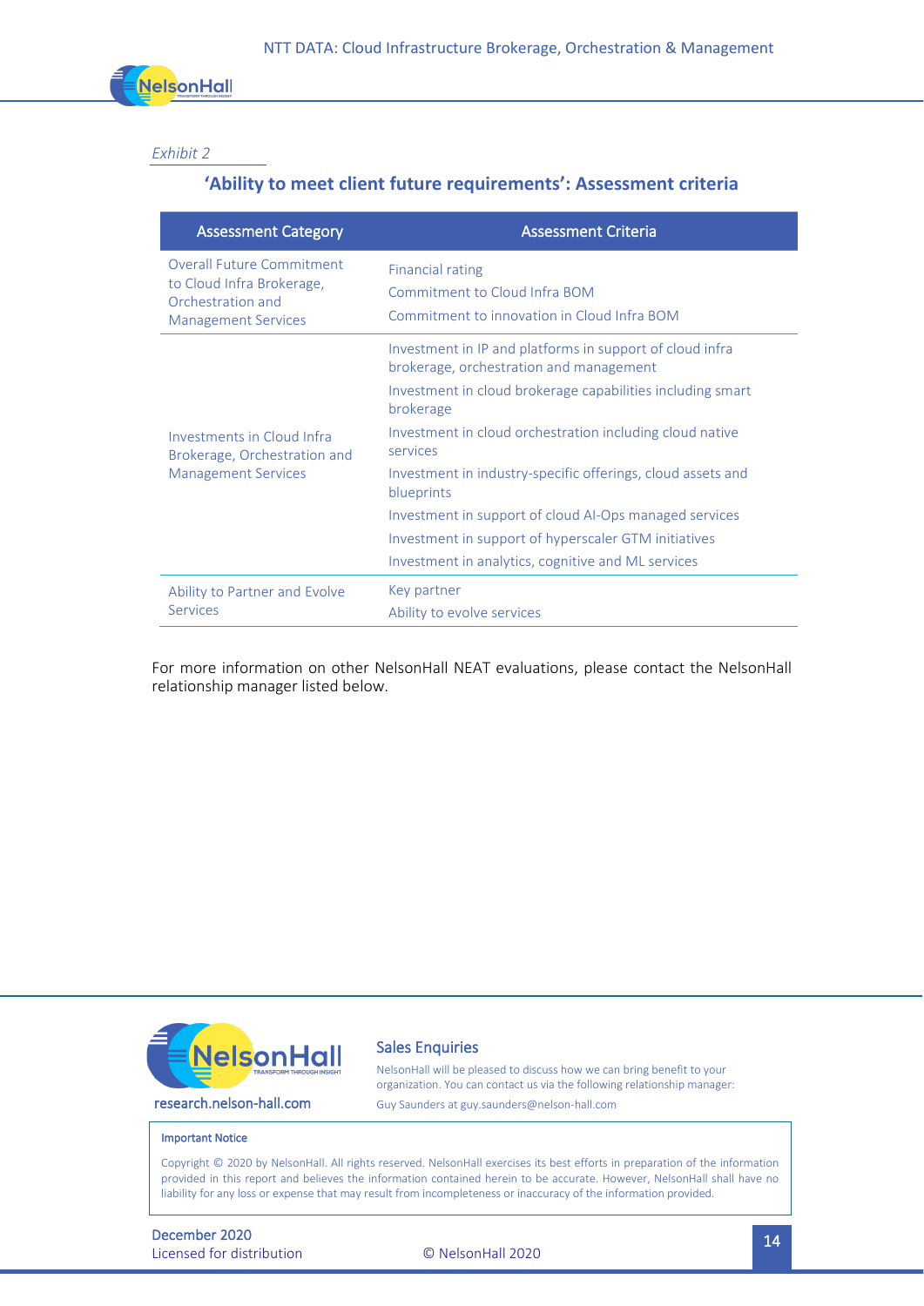*Exhibit 2*

## 'Ability to meet client future requirements': Assessment criteria

| Assessment Category | Assessment Criteria |
| --- | --- |
| Overall Future Commitment to Cloud Infra Brokerage, Orchestration and Management Services | Financial rating<br>Commitment to Cloud Infra BOM<br>Commitment to innovation in Cloud Infra BOM |
| Investments in Cloud Infra Brokerage, Orchestration and Management Services | Investment in IP and platforms in support of cloud infra brokerage, orchestration and management<br>Investment in cloud brokerage capabilities including smart brokerage<br>Investment in cloud orchestration including cloud native services<br>Investment in industry-specific offerings, cloud assets and blueprints<br>Investment in support of cloud AI-Ops managed services<br>Investment in support of hyperscaler GTM initiatives<br>Investment in analytics, cognitive and ML services |
| Ability to Partner and Evolve Services | Key partner<br>Ability to evolve services |

For more information on other NelsonHall NEAT evaluations, please contact the NelsonHall relationship manager listed below.

research.nelson-hall.com

**Sales Enquiries**

NelsonHall will be pleased to discuss how we can bring benefit to your organization. You can contact us via the following relationship manager:

Guy Saunders at guy.saunders@nelson-hall.com

**Important Notice**

Copyright © 2020 by NelsonHall. All rights reserved. NelsonHall exercises its best efforts in preparation of the information provided in this report and believes the information contained herein to be accurate. However, NelsonHall shall have no liability for any loss or expense that may result from incompleteness or inaccuracy of the information provided.